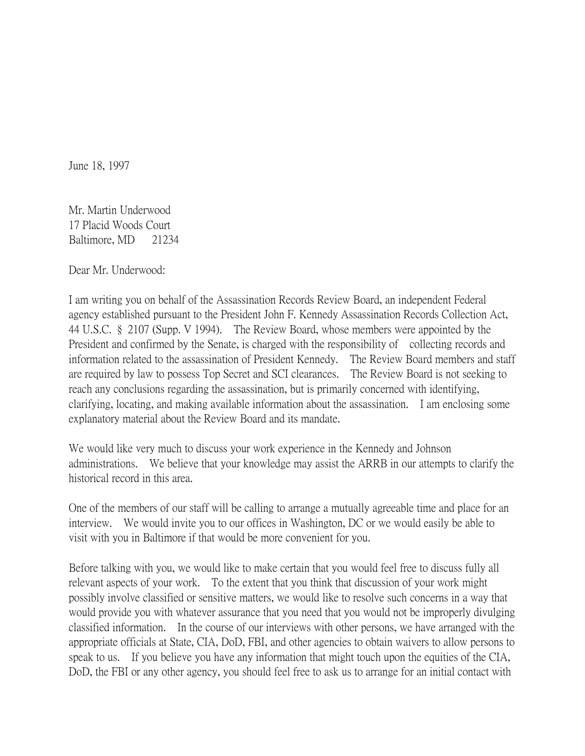June 18, 1997

Mr. Martin Underwood
17 Placid Woods Court
Baltimore, MD 21234

Dear Mr. Underwood:

I am writing you on behalf of the Assassination Records Review Board, an independent Federal agency established pursuant to the President John F. Kennedy Assassination Records Collection Act, 44 U.S.C. § 2107 (Supp. V 1994). The Review Board, whose members were appointed by the President and confirmed by the Senate, is charged with the responsibility of collecting records and information related to the assassination of President Kennedy. The Review Board members and staff are required by law to possess Top Secret and SCI clearances. The Review Board is not seeking to reach any conclusions regarding the assassination, but is primarily concerned with identifying, clarifying, locating, and making available information about the assassination. I am enclosing some explanatory material about the Review Board and its mandate.

We would like very much to discuss your work experience in the Kennedy and Johnson administrations. We believe that your knowledge may assist the ARRB in our attempts to clarify the historical record in this area.

One of the members of our staff will be calling to arrange a mutually agreeable time and place for an interview. We would invite you to our offices in Washington, DC or we would easily be able to visit with you in Baltimore if that would be more convenient for you.

Before talking with you, we would like to make certain that you would feel free to discuss fully all relevant aspects of your work. To the extent that you think that discussion of your work might possibly involve classified or sensitive matters, we would like to resolve such concerns in a way that would provide you with whatever assurance that you need that you would not be improperly divulging classified information. In the course of our interviews with other persons, we have arranged with the appropriate officials at State, CIA, DoD, FBI, and other agencies to obtain waivers to allow persons to speak to us. If you believe you have any information that might touch upon the equities of the CIA, DoD, the FBI or any other agency, you should feel free to ask us to arrange for an initial contact with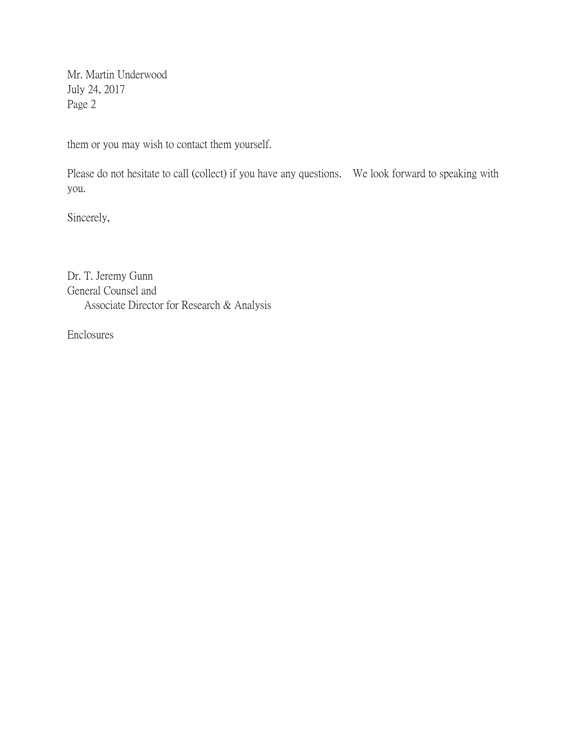Mr. Martin Underwood
July 24, 2017
Page 2

them or you may wish to contact them yourself.

Please do not hesitate to call (collect) if you have any questions. We look forward to speaking with you.

Sincerely,

Dr. T. Jeremy Gunn
General Counsel and
Associate Director for Research & Analysis

Enclosures